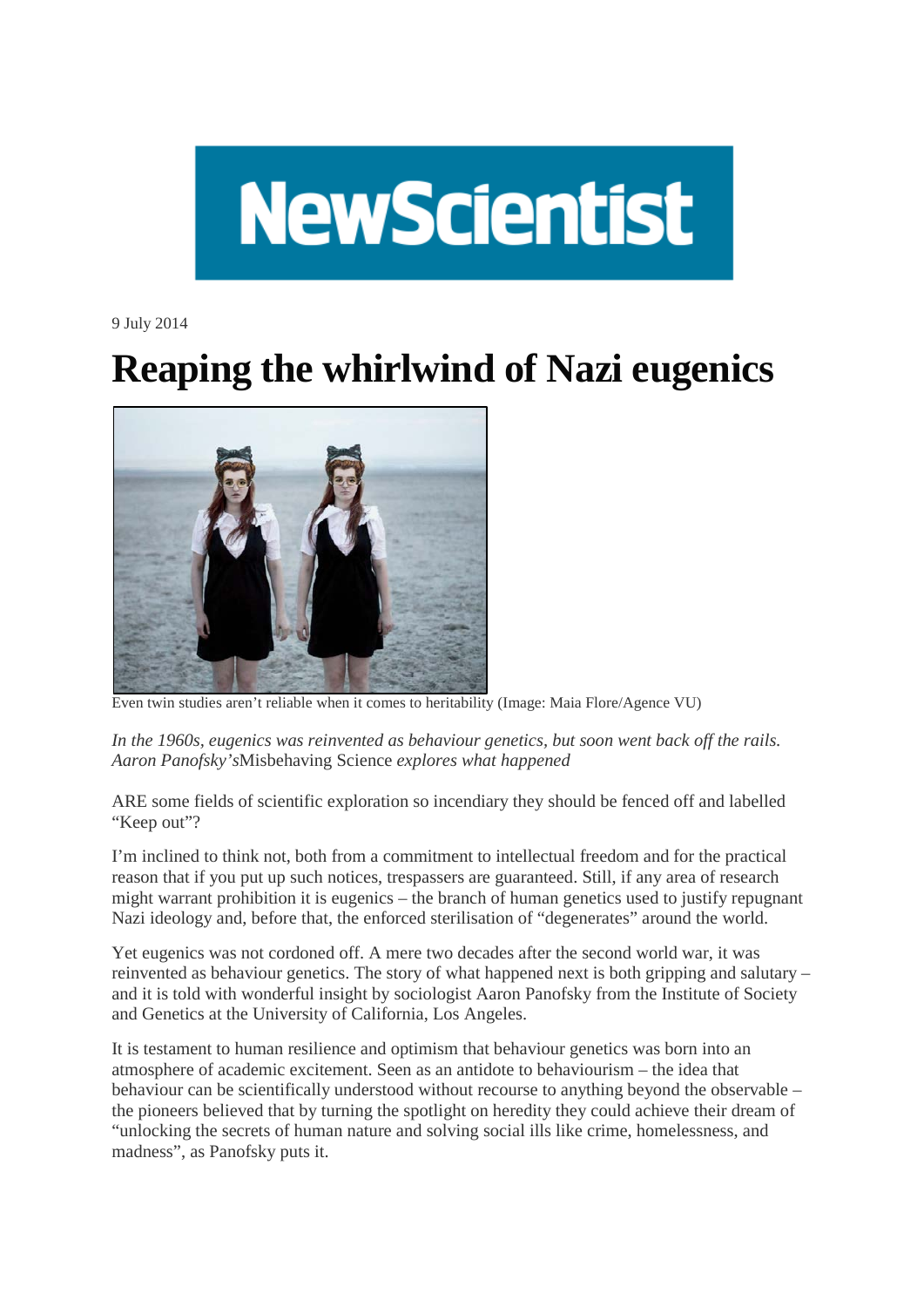NewScientist

9 July 2014

# Reaping the whirlwind of Nazi eugenics

Even twin studies aren't reliable when it comes to heritability (Image: Maia Flore/Agence VU)

*In the 1960s, eugenics was reinvented as behaviour genetics, but soon went back off the rails. Aaron Panofsky's*Misbehaving Science *explores what happened*

ARE some fields of scientific exploration so incendiary they should be fenced off and labelled "Keep out"?

I'm inclined to think not, both from a commitment to intellectual freedom and for the practical reason that if you put up such notices, trespassers are guaranteed. Still, if any area of research might warrant prohibition it is eugenics – the branch of human genetics used to justify repugnant Nazi ideology and, before that, the enforced sterilisation of "degenerates" around the world.

Yet eugenics was not cordoned off. A mere two decades after the second world war, it was reinvented as behaviour genetics. The story of what happened next is both gripping and salutary – and it is told with wonderful insight by sociologist Aaron Panofsky from the Institute of Society and Genetics at the University of California, Los Angeles.

It is testament to human resilience and optimism that behaviour genetics was born into an atmosphere of academic excitement. Seen as an antidote to behaviourism – the idea that behaviour can be scientifically understood without recourse to anything beyond the observable – the pioneers believed that by turning the spotlight on heredity they could achieve their dream of "unlocking the secrets of human nature and solving social ills like crime, homelessness, and madness", as Panofsky puts it.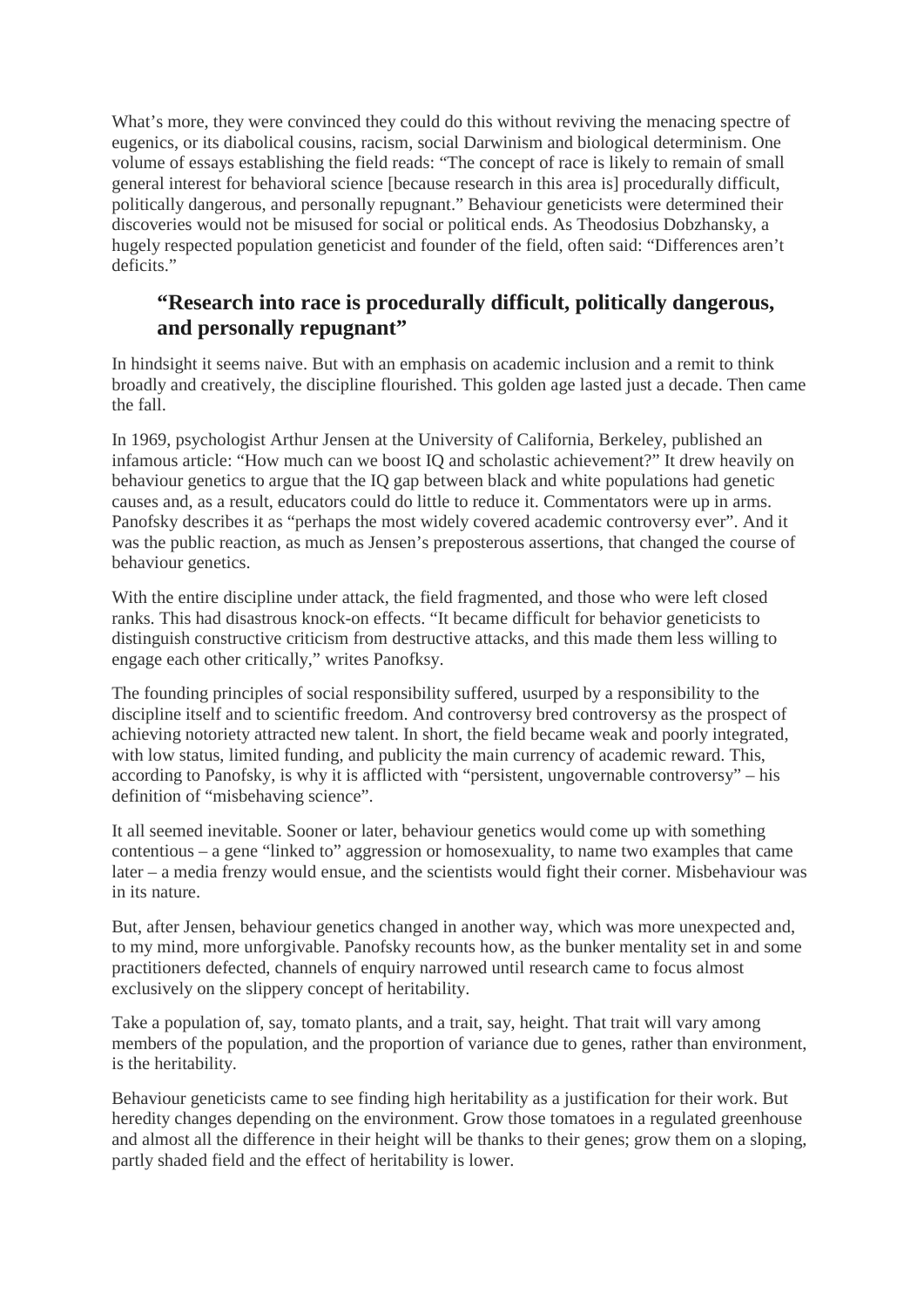What's more, they were convinced they could do this without reviving the menacing spectre of eugenics, or its diabolical cousins, racism, social Darwinism and biological determinism. One volume of essays establishing the field reads: "The concept of race is likely to remain of small general interest for behavioral science [because research in this area is] procedurally difficult, politically dangerous, and personally repugnant." Behaviour geneticists were determined their discoveries would not be misused for social or political ends. As Theodosius Dobzhansky, a hugely respected population geneticist and founder of the field, often said: "Differences aren't deficits."

> **"Research into race is procedurally difficult, politically dangerous, and personally repugnant"**

In hindsight it seems naive. But with an emphasis on academic inclusion and a remit to think broadly and creatively, the discipline flourished. This golden age lasted just a decade. Then came the fall.

In 1969, psychologist Arthur Jensen at the University of California, Berkeley, published an infamous article: "How much can we boost IQ and scholastic achievement?" It drew heavily on behaviour genetics to argue that the IQ gap between black and white populations had genetic causes and, as a result, educators could do little to reduce it. Commentators were up in arms. Panofsky describes it as "perhaps the most widely covered academic controversy ever". And it was the public reaction, as much as Jensen's preposterous assertions, that changed the course of behaviour genetics.

With the entire discipline under attack, the field fragmented, and those who were left closed ranks. This had disastrous knock-on effects. "It became difficult for behavior geneticists to distinguish constructive criticism from destructive attacks, and this made them less willing to engage each other critically," writes Panofksy.

The founding principles of social responsibility suffered, usurped by a responsibility to the discipline itself and to scientific freedom. And controversy bred controversy as the prospect of achieving notoriety attracted new talent. In short, the field became weak and poorly integrated, with low status, limited funding, and publicity the main currency of academic reward. This, according to Panofsky, is why it is afflicted with "persistent, ungovernable controversy" – his definition of "misbehaving science".

It all seemed inevitable. Sooner or later, behaviour genetics would come up with something contentious – a gene "linked to" aggression or homosexuality, to name two examples that came later – a media frenzy would ensue, and the scientists would fight their corner. Misbehaviour was in its nature.

But, after Jensen, behaviour genetics changed in another way, which was more unexpected and, to my mind, more unforgivable. Panofsky recounts how, as the bunker mentality set in and some practitioners defected, channels of enquiry narrowed until research came to focus almost exclusively on the slippery concept of heritability.

Take a population of, say, tomato plants, and a trait, say, height. That trait will vary among members of the population, and the proportion of variance due to genes, rather than environment, is the heritability.

Behaviour geneticists came to see finding high heritability as a justification for their work. But heredity changes depending on the environment. Grow those tomatoes in a regulated greenhouse and almost all the difference in their height will be thanks to their genes; grow them on a sloping, partly shaded field and the effect of heritability is lower.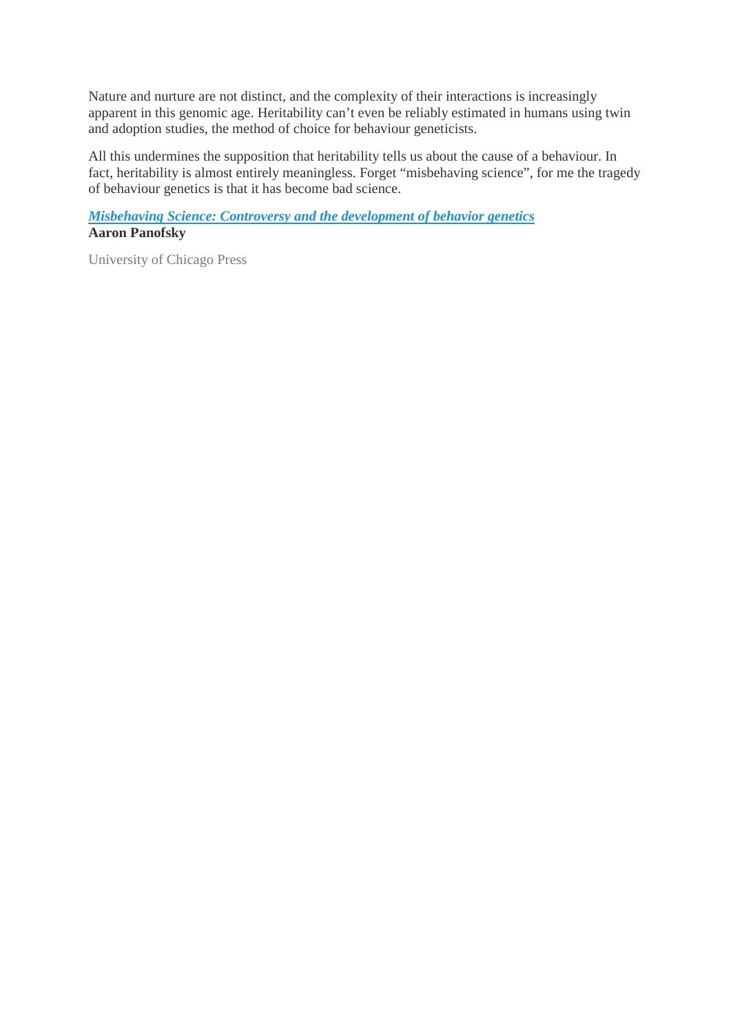Nature and nurture are not distinct, and the complexity of their interactions is increasingly apparent in this genomic age. Heritability can't even be reliably estimated in humans using twin and adoption studies, the method of choice for behaviour geneticists.

All this undermines the supposition that heritability tells us about the cause of a behaviour. In fact, heritability is almost entirely meaningless. Forget "misbehaving science", for me the tragedy of behaviour genetics is that it has become bad science.

***Misbehaving Science: Controversy and the development of behavior genetics***
**Aaron Panofsky**

University of Chicago Press